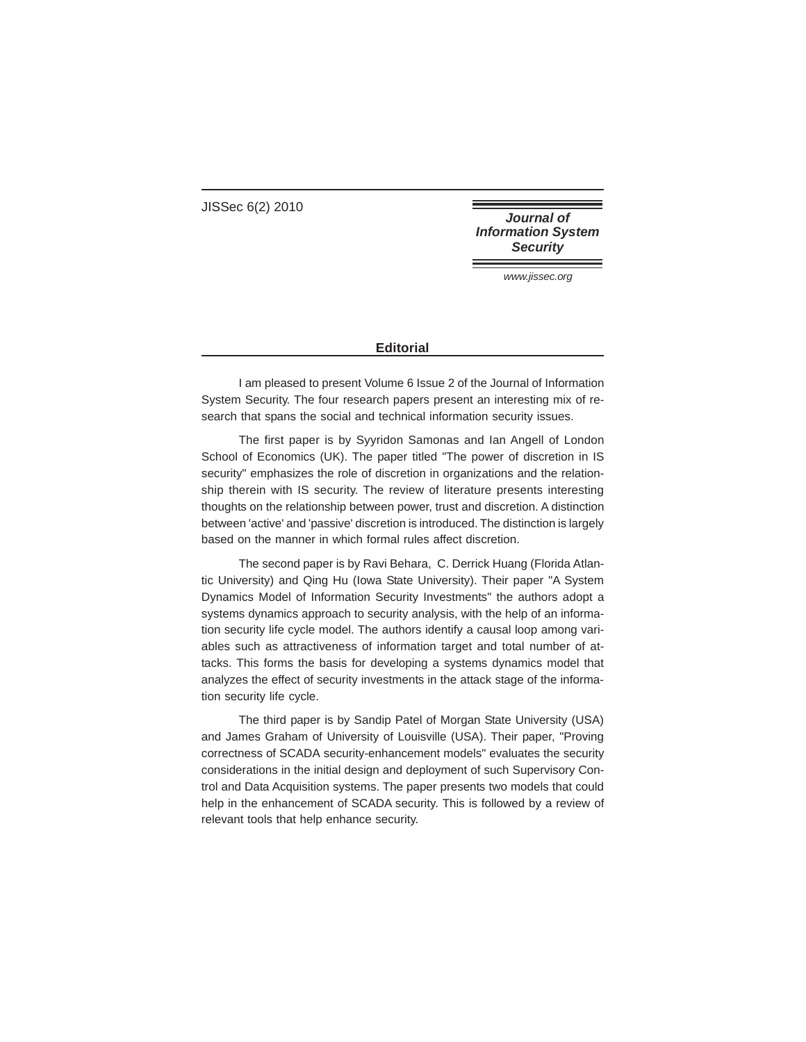# Editorial

I am pleased to present Volume 6 Issue 2 of the Journal of Information System Security. The four research papers present an interesting mix of research that spans the social and technical information security issues.

The first paper is by Syyridon Samonas and Ian Angell of London School of Economics (UK). The paper titled "The power of discretion in IS security" emphasizes the role of discretion in organizations and the relationship therein with IS security. The review of literature presents interesting thoughts on the relationship between power, trust and discretion. A distinction between 'active' and 'passive' discretion is introduced. The distinction is largely based on the manner in which formal rules affect discretion.

The second paper is by Ravi Behara, C. Derrick Huang (Florida Atlantic University) and Qing Hu (Iowa State University). Their paper "A System Dynamics Model of Information Security Investments" the authors adopt a systems dynamics approach to security analysis, with the help of an information security life cycle model. The authors identify a causal loop among variables such as attractiveness of information target and total number of attacks. This forms the basis for developing a systems dynamics model that analyzes the effect of security investments in the attack stage of the information security life cycle.

The third paper is by Sandip Patel of Morgan State University (USA) and James Graham of University of Louisville (USA). Their paper, "Proving correctness of SCADA security-enhancement models" evaluates the security considerations in the initial design and deployment of such Supervisory Control and Data Acquisition systems. The paper presents two models that could help in the enhancement of SCADA security. This is followed by a review of relevant tools that help enhance security.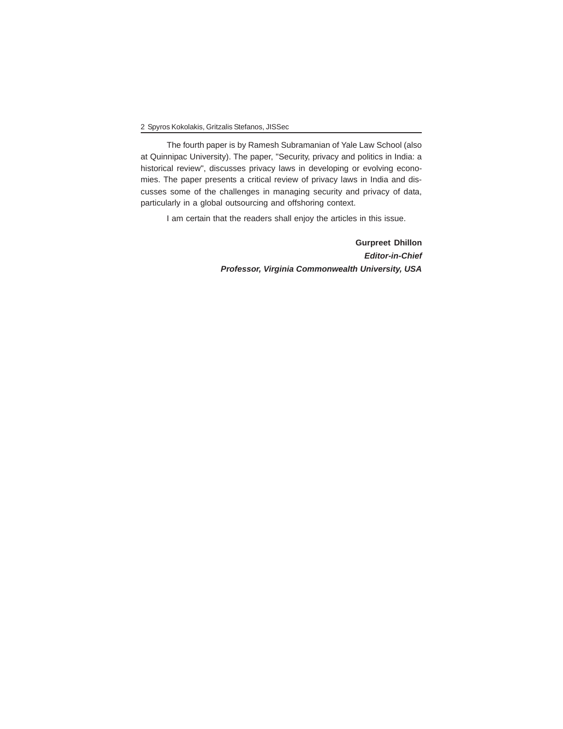The fourth paper is by Ramesh Subramanian of Yale Law School (also at Quinnipac University). The paper, "Security, privacy and politics in India: a historical review", discusses privacy laws in developing or evolving economies. The paper presents a critical review of privacy laws in India and discusses some of the challenges in managing security and privacy of data, particularly in a global outsourcing and offshoring context.

I am certain that the readers shall enjoy the articles in this issue.

**Gurpreet Dhillon**
***Editor-in-Chief***
***Professor, Virginia Commonwealth University, USA***